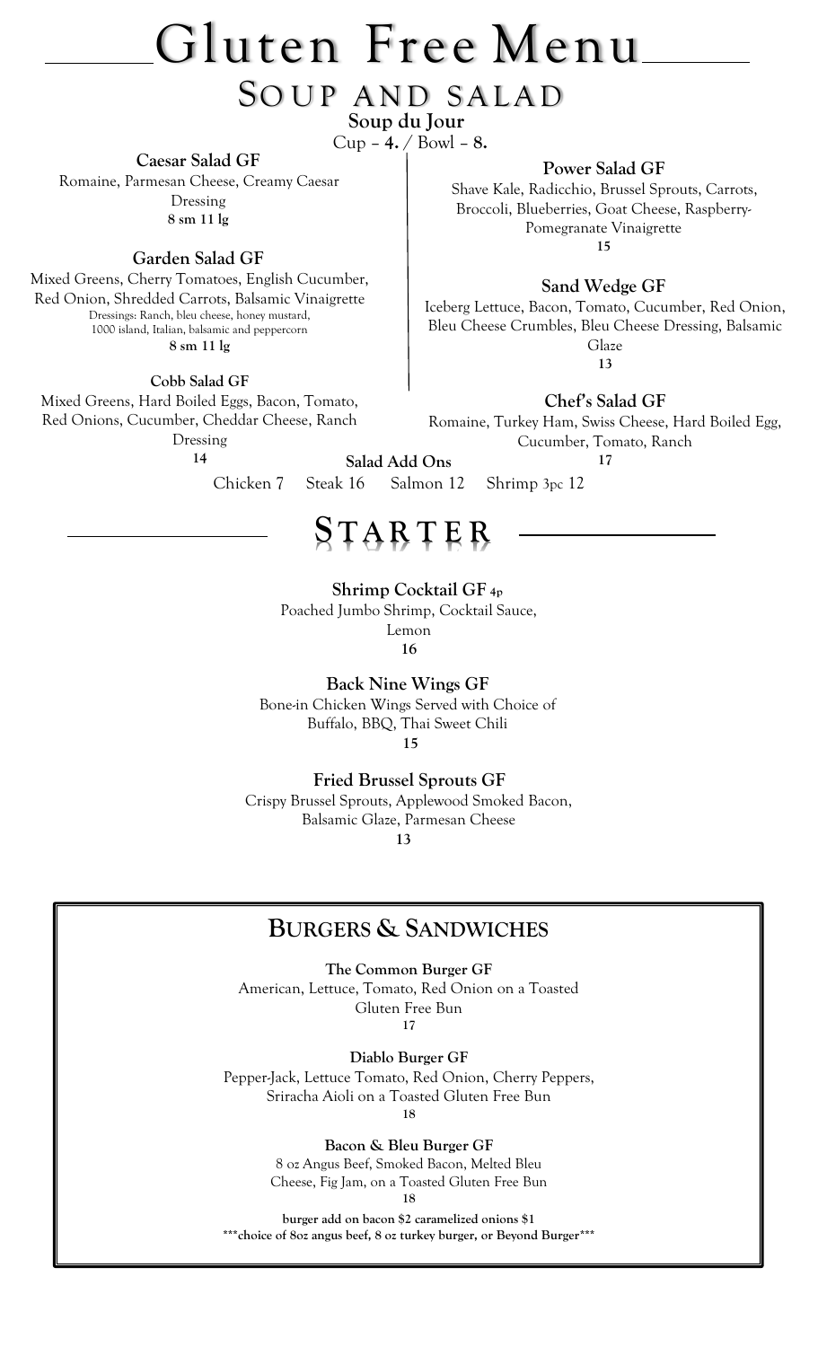# Gluten Free Menu

## Soup and Salad

**Soup du Jour**

Cup – **4.** / Bowl – **8.**

**Caesar Salad GF**

Romaine, Parmesan Cheese, Creamy Caesar Dressing

**8 sm 11 lg**

**Garden Salad GF**

Mixed Greens, Cherry Tomatoes, English Cucumber, Red Onion, Shredded Carrots, Balsamic Vinaigrette

Dressings: Ranch, bleu cheese, honey mustard, 1000 island, Italian, balsamic and peppercorn

**8 sm 11 lg**

**Cobb Salad GF**

Mixed Greens, Hard Boiled Eggs, Bacon, Tomato, Red Onions, Cucumber, Cheddar Cheese, Ranch Dressing

**14**

**Power Salad GF**

Shave Kale, Radicchio, Brussel Sprouts, Carrots, Broccoli, Blueberries, Goat Cheese, Raspberry-Pomegranate Vinaigrette

**15**

**Sand Wedge GF**

Iceberg Lettuce, Bacon, Tomato, Cucumber, Red Onion, Bleu Cheese Crumbles, Bleu Cheese Dressing, Balsamic Glaze

**13**

**Chef's Salad GF**

Romaine, Turkey Ham, Swiss Cheese, Hard Boiled Egg, Cucumber, Tomato, Ranch

**17**

**Salad Add Ons**

Chicken 7 Steak 16 Salmon 12 Shrimp 3pc 12

## Starter

**Shrimp Cocktail GF 4p**

Poached Jumbo Shrimp, Cocktail Sauce, Lemon

**16**

**Back Nine Wings GF**

Bone-in Chicken Wings Served with Choice of Buffalo, BBQ, Thai Sweet Chili

**15**

**Fried Brussel Sprouts GF**

Crispy Brussel Sprouts, Applewood Smoked Bacon, Balsamic Glaze, Parmesan Cheese

**13**

## Burgers & Sandwiches

**The Common Burger GF**

American, Lettuce, Tomato, Red Onion on a Toasted Gluten Free Bun

**17**

**Diablo Burger GF**

Pepper-Jack, Lettuce Tomato, Red Onion, Cherry Peppers, Sriracha Aioli on a Toasted Gluten Free Bun

**18**

**Bacon & Bleu Burger GF**

8 oz Angus Beef, Smoked Bacon, Melted Bleu Cheese, Fig Jam, on a Toasted Gluten Free Bun

**18**

**burger add on bacon $2 caramelized onions $1**

**\*\*\*choice of 8oz angus beef, 8 oz turkey burger, or Beyond Burger\*\*\***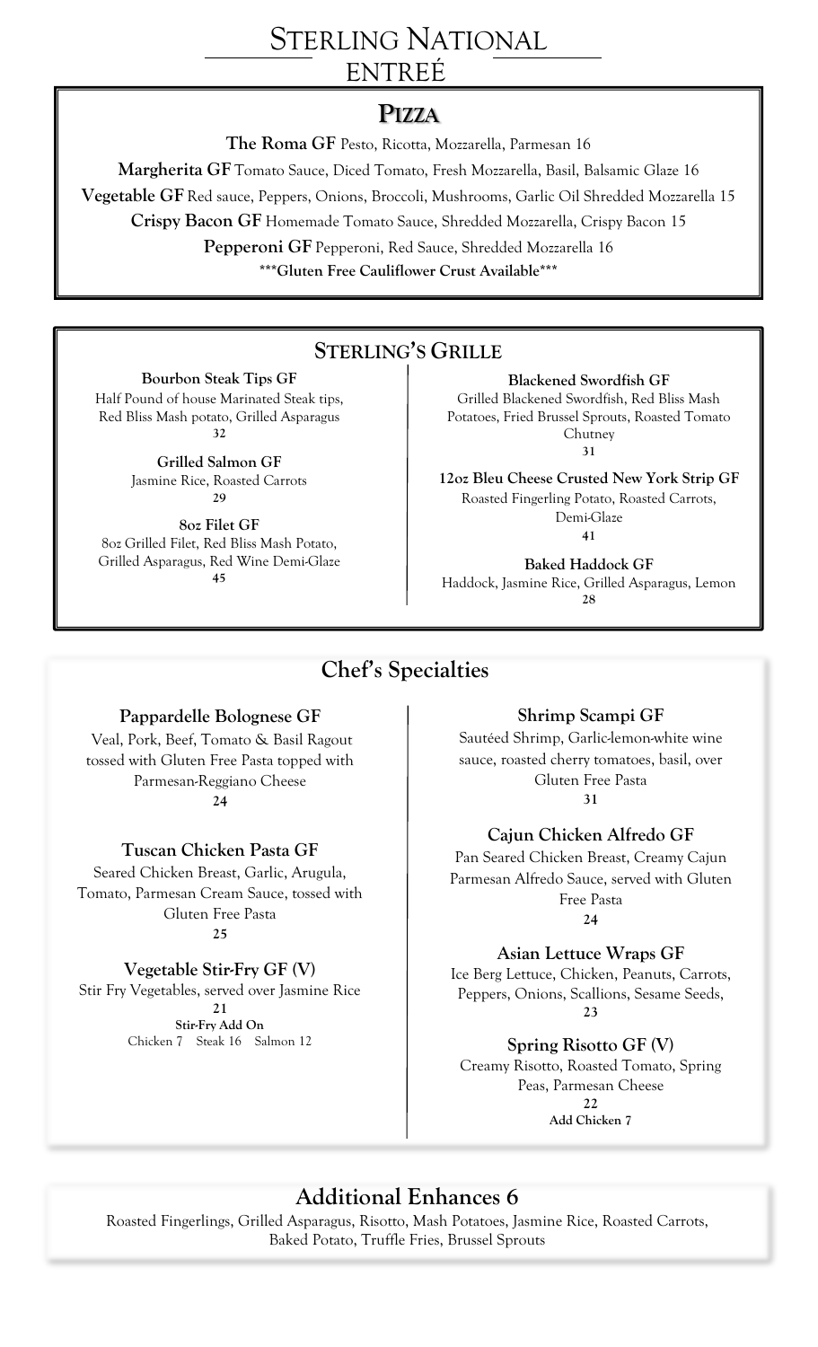# Sterling National

## ENTREÉ

## PIZZA

**The Roma GF** Pesto, Ricotta, Mozzarella, Parmesan 16

**Margherita GF** Tomato Sauce, Diced Tomato, Fresh Mozzarella, Basil, Balsamic Glaze 16

**Vegetable GF** Red sauce, Peppers, Onions, Broccoli, Mushrooms, Garlic Oil Shredded Mozzarella 15

**Crispy Bacon GF** Homemade Tomato Sauce, Shredded Mozzarella, Crispy Bacon 15

**Pepperoni GF** Pepperoni, Red Sauce, Shredded Mozzarella 16

**\*\*\*Gluten Free Cauliflower Crust Available\*\*\***

## STERLING'S GRILLE

**Bourbon Steak Tips GF**
Half Pound of house Marinated Steak tips, Red Bliss Mash potato, Grilled Asparagus
**32**

**Grilled Salmon GF**
Jasmine Rice, Roasted Carrots
**29**

**8oz Filet GF**
8oz Grilled Filet, Red Bliss Mash Potato, Grilled Asparagus, Red Wine Demi-Glaze
**45**

**Blackened Swordfish GF**
Grilled Blackened Swordfish, Red Bliss Mash Potatoes, Fried Brussel Sprouts, Roasted Tomato Chutney
**31**

**12oz Bleu Cheese Crusted New York Strip GF**
Roasted Fingerling Potato, Roasted Carrots, Demi-Glaze
**41**

**Baked Haddock GF**
Haddock, Jasmine Rice, Grilled Asparagus, Lemon
**28**

## Chef's Specialties

**Pappardelle Bolognese GF**
Veal, Pork, Beef, Tomato & Basil Ragout tossed with Gluten Free Pasta topped with Parmesan-Reggiano Cheese
**24**

**Tuscan Chicken Pasta GF**
Seared Chicken Breast, Garlic, Arugula, Tomato, Parmesan Cream Sauce, tossed with Gluten Free Pasta
**25**

**Vegetable Stir-Fry GF (V)**
Stir Fry Vegetables, served over Jasmine Rice
**21**
**Stir-Fry Add On**
Chicken 7 Steak 16 Salmon 12

**Shrimp Scampi GF**
Sautéed Shrimp, Garlic-lemon-white wine sauce, roasted cherry tomatoes, basil, over Gluten Free Pasta
**31**

**Cajun Chicken Alfredo GF**
Pan Seared Chicken Breast, Creamy Cajun Parmesan Alfredo Sauce, served with Gluten Free Pasta
**24**

**Asian Lettuce Wraps GF**
Ice Berg Lettuce, Chicken, Peanuts, Carrots, Peppers, Onions, Scallions, Sesame Seeds,
**23**

**Spring Risotto GF (V)**
Creamy Risotto, Roasted Tomato, Spring Peas, Parmesan Cheese
**22**
**Add Chicken 7**

## Additional Enhances 6

Roasted Fingerlings, Grilled Asparagus, Risotto, Mash Potatoes, Jasmine Rice, Roasted Carrots, Baked Potato, Truffle Fries, Brussel Sprouts